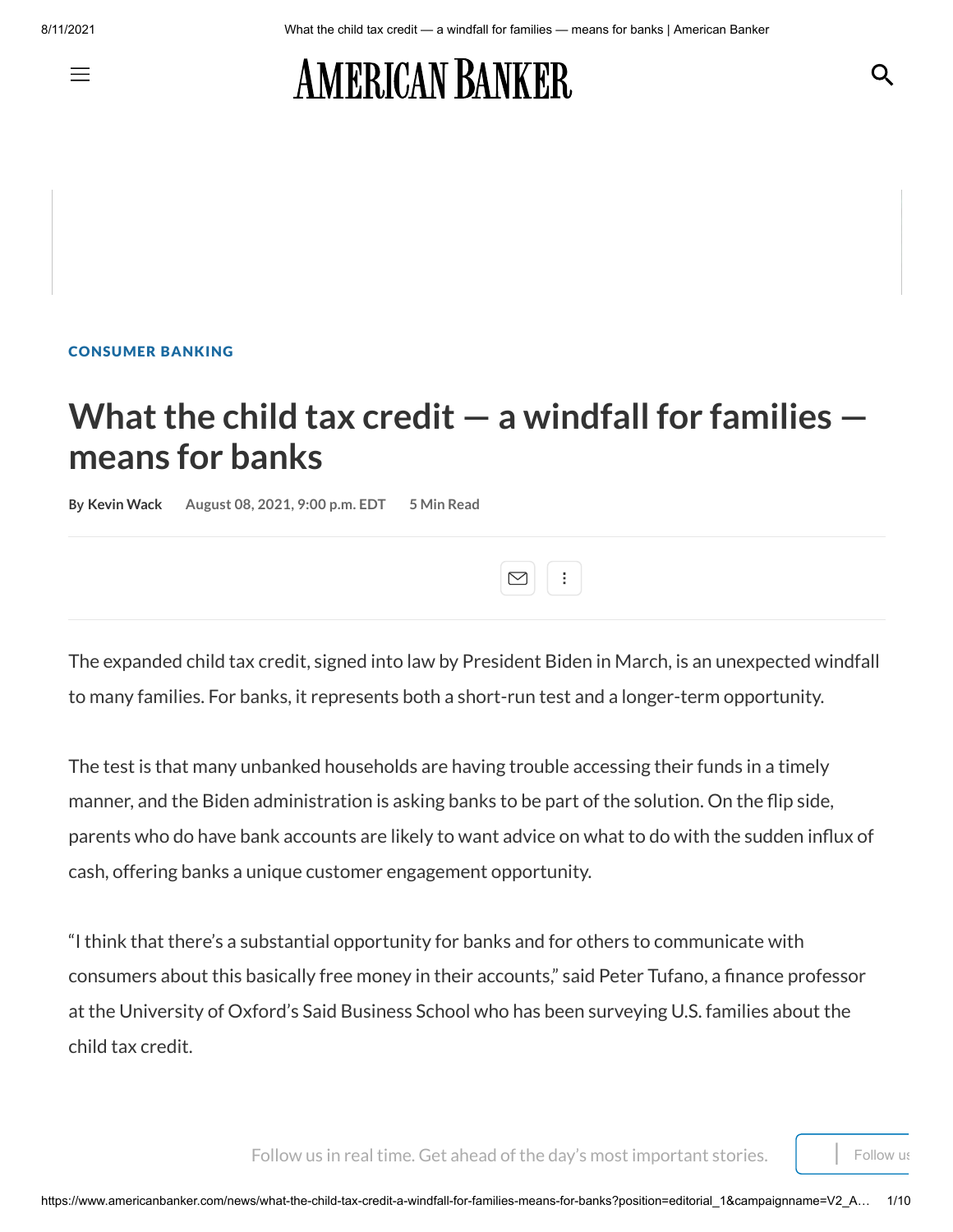CONSUMER BANKING

# What the child tax credit — a windfall for families — means for banks

By **Kevin Wack** August 08, 2021, 9:00 p.m. EDT 5 Min Read

The expanded child tax credit, signed into law by President Biden in March, is an unexpected windfall to many families. For banks, it represents both a short-run test and a longer-term opportunity.

The test is that many unbanked households are having trouble accessing their funds in a timely manner, and the Biden administration is asking banks to be part of the solution. On the flip side, parents who do have bank accounts are likely to want advice on what to do with the sudden influx of cash, offering banks a unique customer engagement opportunity.

"I think that there's a substantial opportunity for banks and for others to communicate with consumers about this basically free money in their accounts," said Peter Tufano, a finance professor at the University of Oxford's Said Business School who has been surveying U.S. families about the child tax credit.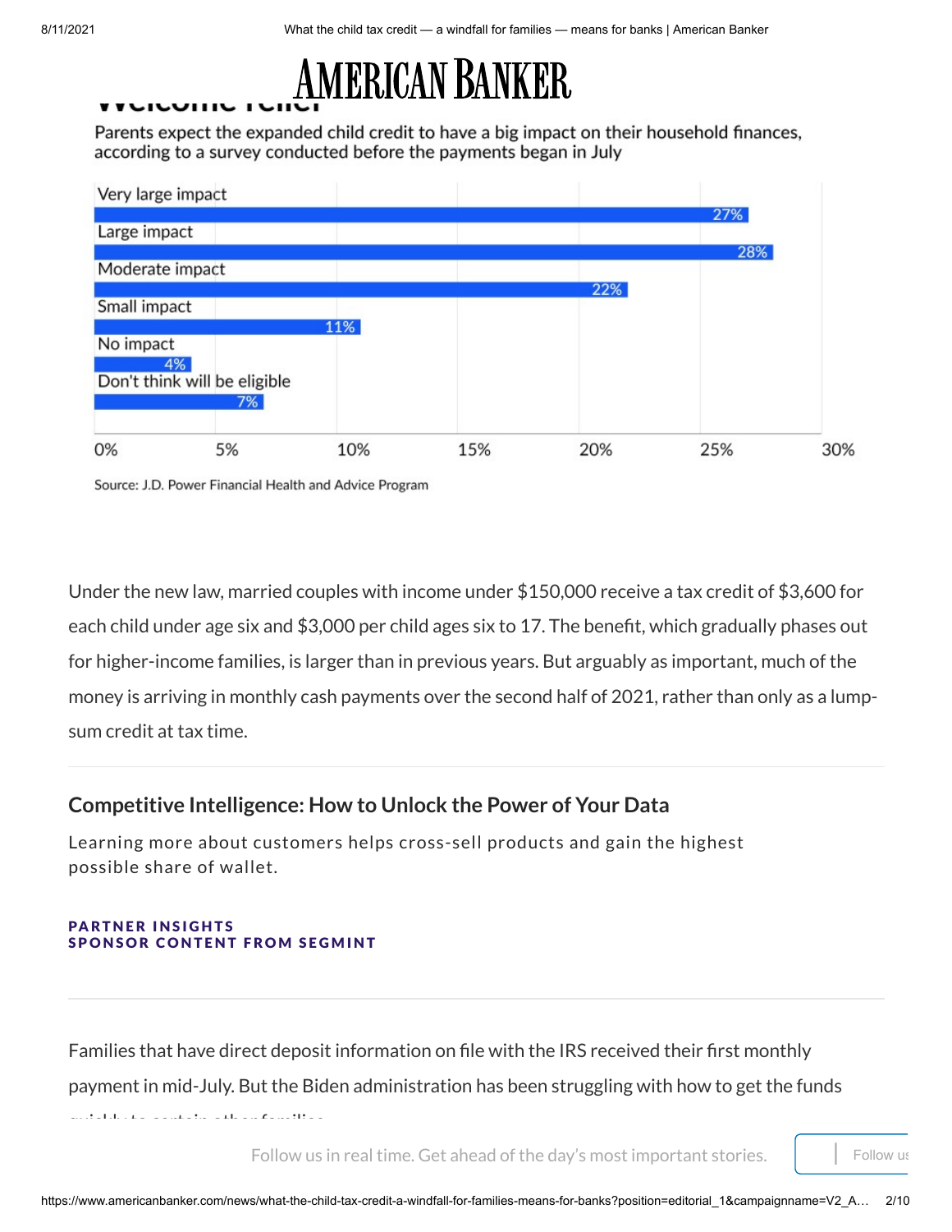## Welcome relief

Parents expect the expanded child credit to have a big impact on their household finances, according to a survey conducted before the payments began in July

| Response | Percent |
| --- | --- |
| Very large impact | 27% |
| Large impact | 28% |
| Moderate impact | 22% |
| Small impact | 11% |
| No impact | 4% |
| Don't think will be eligible | 7% |

Source: J.D. Power Financial Health and Advice Program

Under the new law, married couples with income under $150,000 receive a tax credit of $3,600 for each child under age six and $3,000 per child ages six to 17. The benefit, which gradually phases out for higher-income families, is larger than in previous years. But arguably as important, much of the money is arriving in monthly cash payments over the second half of 2021, rather than only as a lump-sum credit at tax time.

### Competitive Intelligence: How to Unlock the Power of Your Data

Learning more about customers helps cross-sell products and gain the highest possible share of wallet.

**PARTNER INSIGHTS**
**SPONSOR CONTENT FROM SEGMINT**

Families that have direct deposit information on file with the IRS received their first monthly payment in mid-July. But the Biden administration has been struggling with how to get the funds quickly to certain other families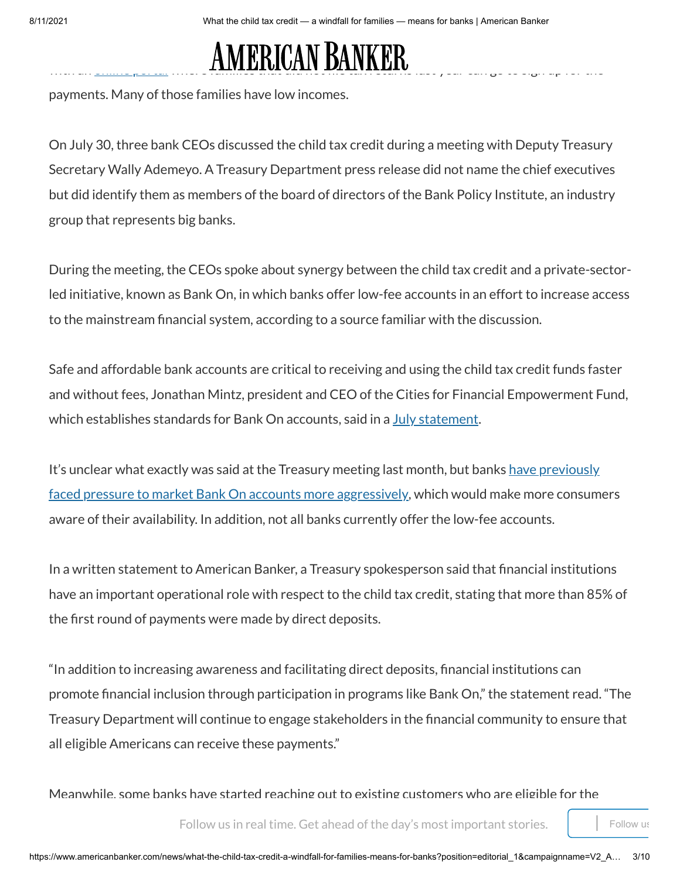with an online portal where families that did not file tax returns last year can go to sign up for the payments. Many of those families have low incomes.

On July 30, three bank CEOs discussed the child tax credit during a meeting with Deputy Treasury Secretary Wally Ademeyo. A Treasury Department press release did not name the chief executives but did identify them as members of the board of directors of the Bank Policy Institute, an industry group that represents big banks.

During the meeting, the CEOs spoke about synergy between the child tax credit and a private-sector-led initiative, known as Bank On, in which banks offer low-fee accounts in an effort to increase access to the mainstream financial system, according to a source familiar with the discussion.

Safe and affordable bank accounts are critical to receiving and using the child tax credit funds faster and without fees, Jonathan Mintz, president and CEO of the Cities for Financial Empowerment Fund, which establishes standards for Bank On accounts, said in a July statement.

It's unclear what exactly was said at the Treasury meeting last month, but banks have previously faced pressure to market Bank On accounts more aggressively, which would make more consumers aware of their availability. In addition, not all banks currently offer the low-fee accounts.

In a written statement to American Banker, a Treasury spokesperson said that financial institutions have an important operational role with respect to the child tax credit, stating that more than 85% of the first round of payments were made by direct deposits.

"In addition to increasing awareness and facilitating direct deposits, financial institutions can promote financial inclusion through participation in programs like Bank On," the statement read. "The Treasury Department will continue to engage stakeholders in the financial community to ensure that all eligible Americans can receive these payments."

Meanwhile, some banks have started reaching out to existing customers who are eligible for the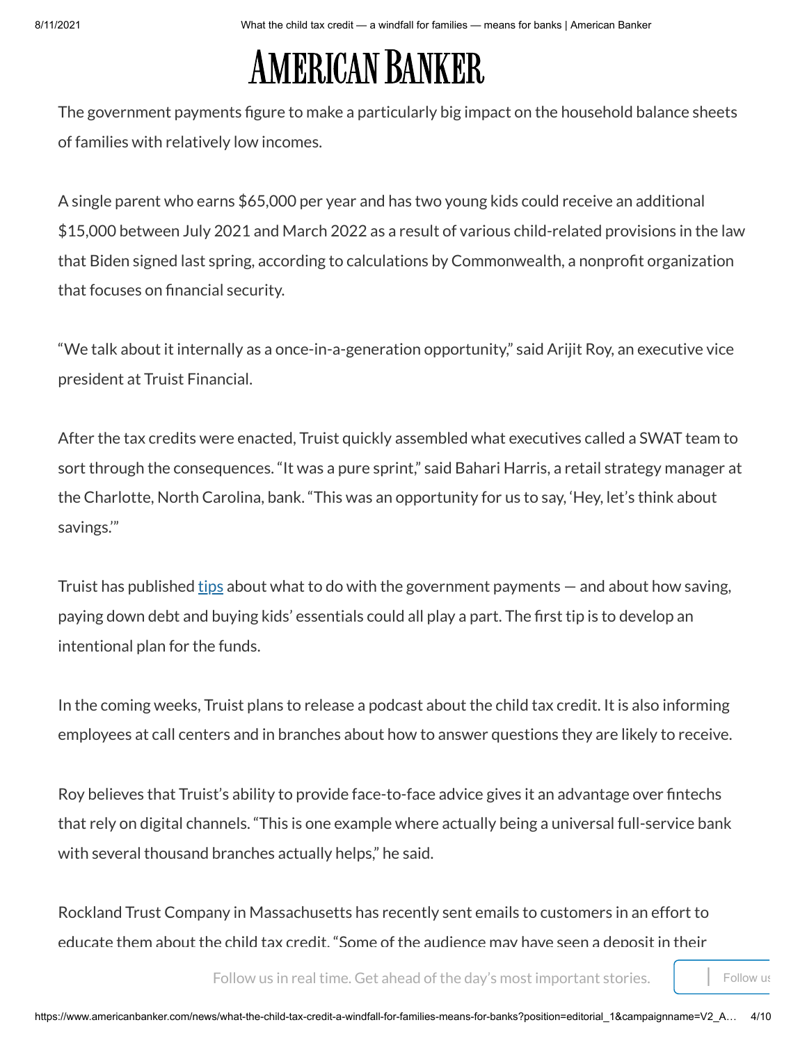The government payments figure to make a particularly big impact on the household balance sheets of families with relatively low incomes.

A single parent who earns $65,000 per year and has two young kids could receive an additional $15,000 between July 2021 and March 2022 as a result of various child-related provisions in the law that Biden signed last spring, according to calculations by Commonwealth, a nonprofit organization that focuses on financial security.

"We talk about it internally as a once-in-a-generation opportunity," said Arijit Roy, an executive vice president at Truist Financial.

After the tax credits were enacted, Truist quickly assembled what executives called a SWAT team to sort through the consequences. "It was a pure sprint," said Bahari Harris, a retail strategy manager at the Charlotte, North Carolina, bank. "This was an opportunity for us to say, 'Hey, let's think about savings.'"

Truist has published tips about what to do with the government payments — and about how saving, paying down debt and buying kids' essentials could all play a part. The first tip is to develop an intentional plan for the funds.

In the coming weeks, Truist plans to release a podcast about the child tax credit. It is also informing employees at call centers and in branches about how to answer questions they are likely to receive.

Roy believes that Truist's ability to provide face-to-face advice gives it an advantage over fintechs that rely on digital channels. "This is one example where actually being a universal full-service bank with several thousand branches actually helps," he said.

Rockland Trust Company in Massachusetts has recently sent emails to customers in an effort to educate them about the child tax credit. "Some of the audience may have seen a deposit in their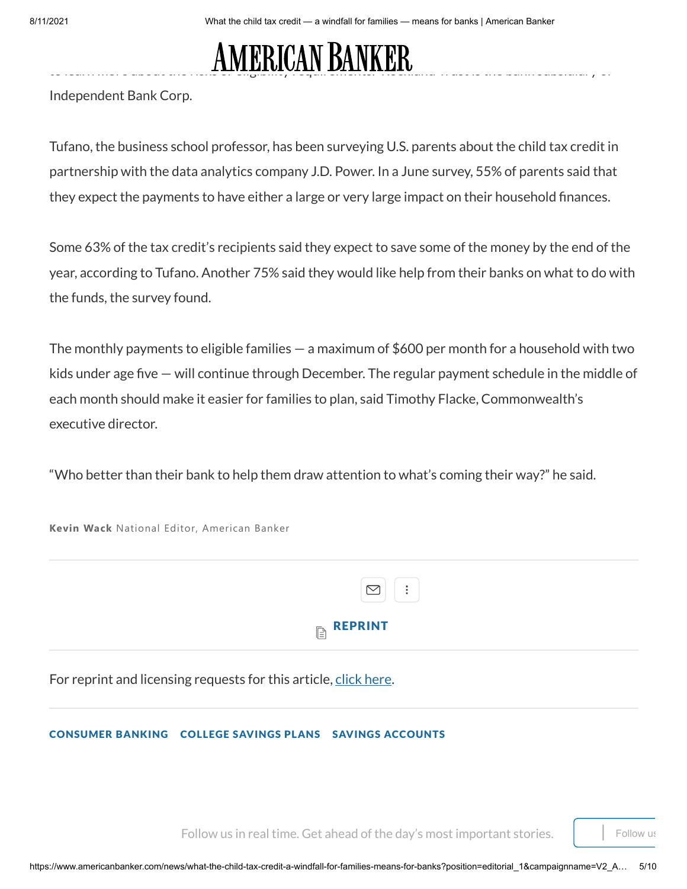Independent Bank Corp.

Tufano, the business school professor, has been surveying U.S. parents about the child tax credit in partnership with the data analytics company J.D. Power. In a June survey, 55% of parents said that they expect the payments to have either a large or very large impact on their household finances.

Some 63% of the tax credit's recipients said they expect to save some of the money by the end of the year, according to Tufano. Another 75% said they would like help from their banks on what to do with the funds, the survey found.

The monthly payments to eligible families — a maximum of $600 per month for a household with two kids under age five — will continue through December. The regular payment schedule in the middle of each month should make it easier for families to plan, said Timothy Flacke, Commonwealth's executive director.

"Who better than their bank to help them draw attention to what's coming their way?" he said.

**Kevin Wack** National Editor, American Banker

REPRINT

For reprint and licensing requests for this article, click here.

CONSUMER BANKING    COLLEGE SAVINGS PLANS    SAVINGS ACCOUNTS

Follow us in real time. Get ahead of the day's most important stories.

Follow us